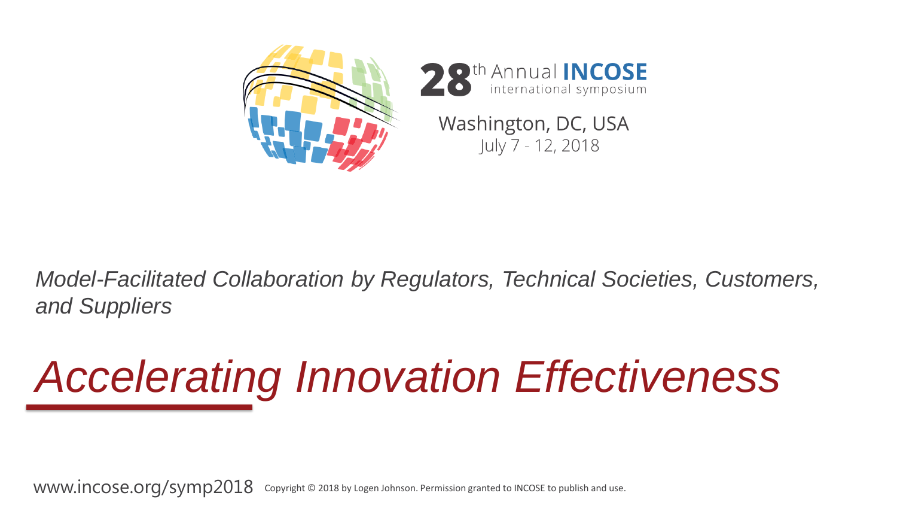28th Annual **INCOSE** international symposium

Washington, DC, USA
July 7 - 12, 2018

*Model-Facilitated Collaboration by Regulators, Technical Societies, Customers, and Suppliers*

# *Accelerating Innovation Effectiveness*

www.incose.org/symp2018 Copyright © 2018 by Logen Johnson. Permission granted to INCOSE to publish and use.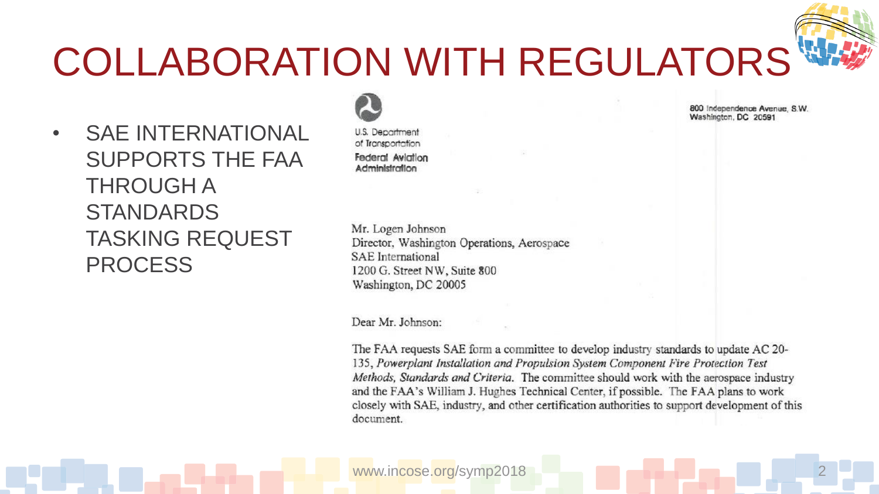# COLLABORATION WITH REGULATORS

- SAE INTERNATIONAL SUPPORTS THE FAA THROUGH A STANDARDS TASKING REQUEST PROCESS

U.S. Department of Transportation
Federal Aviation Administration

800 Independence Avenue, S.W.
Washington, DC 20591

Mr. Logen Johnson
Director, Washington Operations, Aerospace
SAE International
1200 G. Street NW, Suite 800
Washington, DC 20005

Dear Mr. Johnson:

The FAA requests SAE form a committee to develop industry standards to update AC 20-135, *Powerplant Installation and Propulsion System Component Fire Protection Test Methods, Standards and Criteria.* The committee should work with the aerospace industry and the FAA's William J. Hughes Technical Center, if possible. The FAA plans to work closely with SAE, industry, and other certification authorities to support development of this document.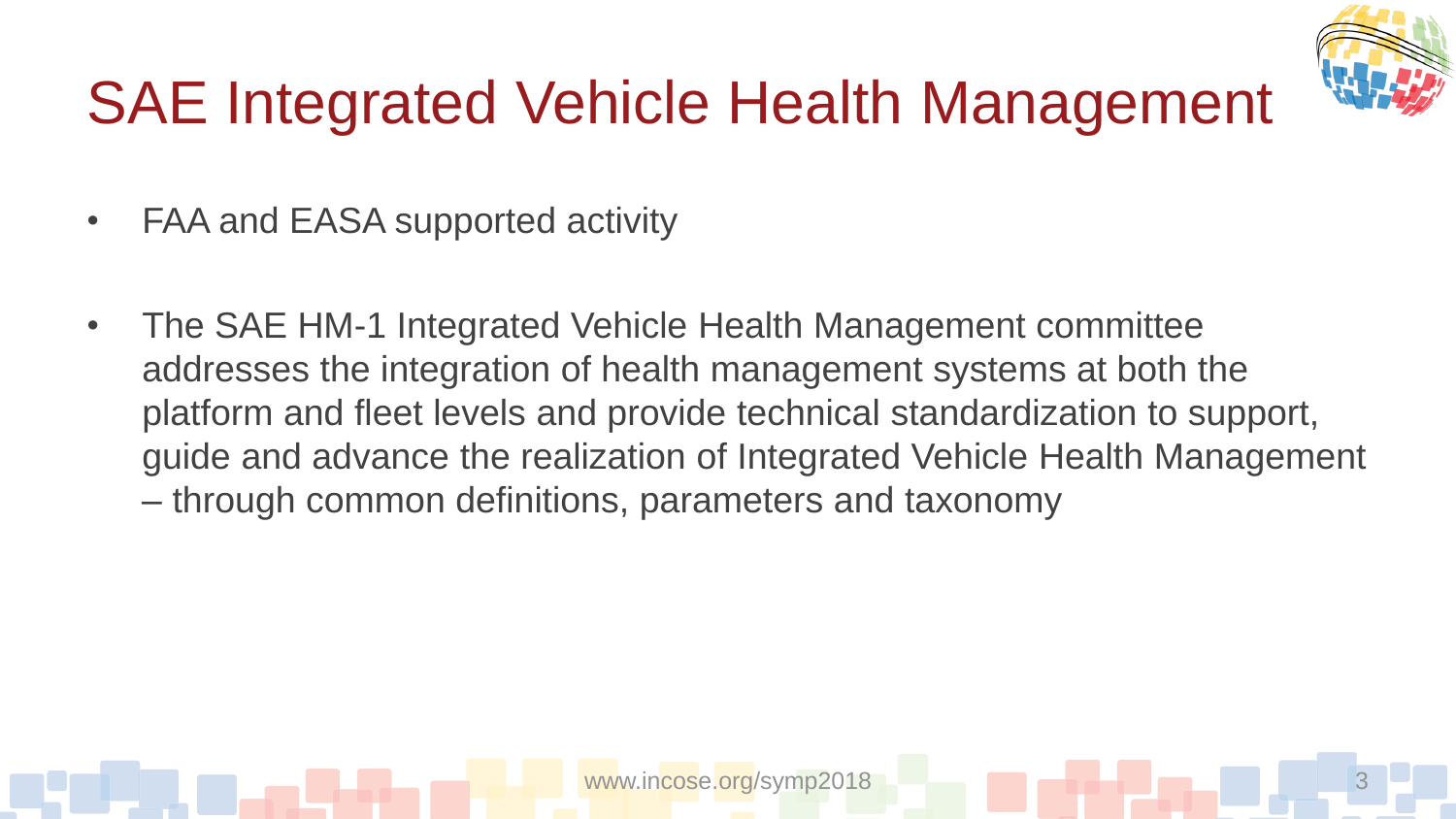# SAE Integrated Vehicle Health Management

- FAA and EASA supported activity

- The SAE HM-1 Integrated Vehicle Health Management committee addresses the integration of health management systems at both the platform and fleet levels and provide technical standardization to support, guide and advance the realization of Integrated Vehicle Health Management – through common definitions, parameters and taxonomy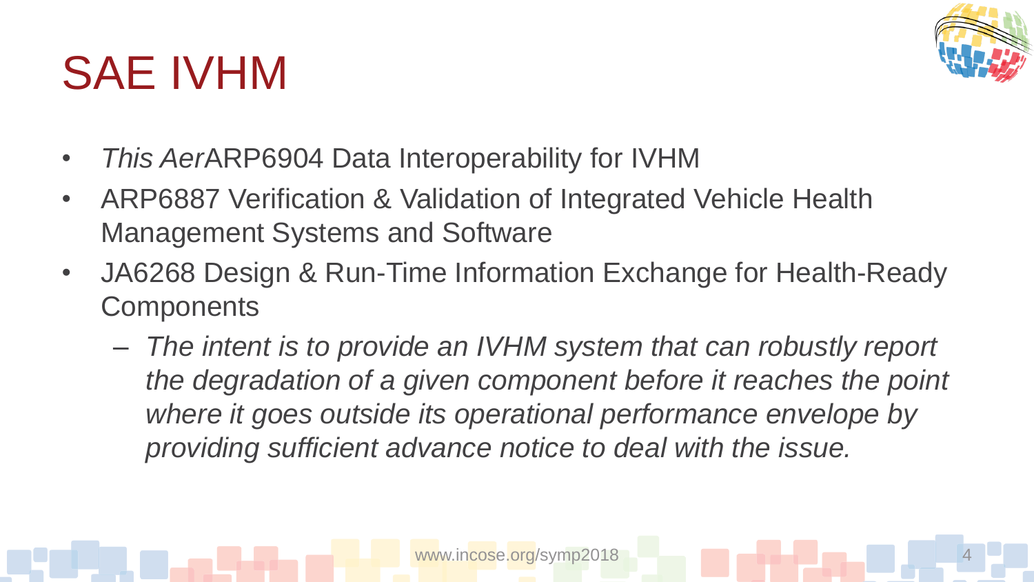# SAE IVHM

- *This Aer*ARP6904 Data Interoperability for IVHM
- ARP6887 Verification & Validation of Integrated Vehicle Health Management Systems and Software
- JA6268 Design & Run-Time Information Exchange for Health-Ready Components
  - *The intent is to provide an IVHM system that can robustly report the degradation of a given component before it reaches the point where it goes outside its operational performance envelope by providing sufficient advance notice to deal with the issue.*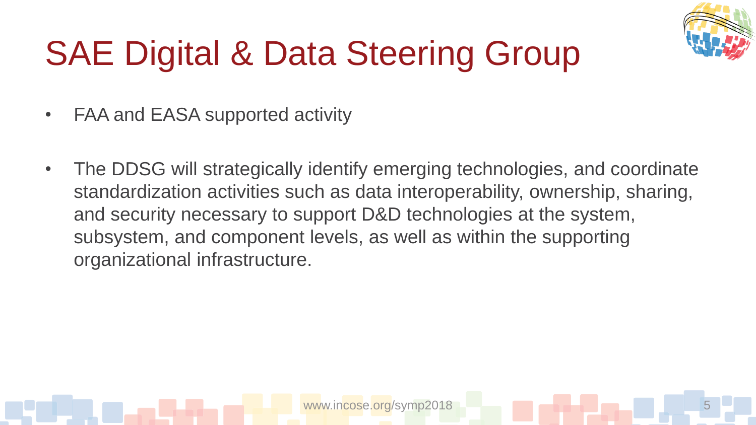# SAE Digital & Data Steering Group

- FAA and EASA supported activity

- The DDSG will strategically identify emerging technologies, and coordinate standardization activities such as data interoperability, ownership, sharing, and security necessary to support D&D technologies at the system, subsystem, and component levels, as well as within the supporting organizational infrastructure.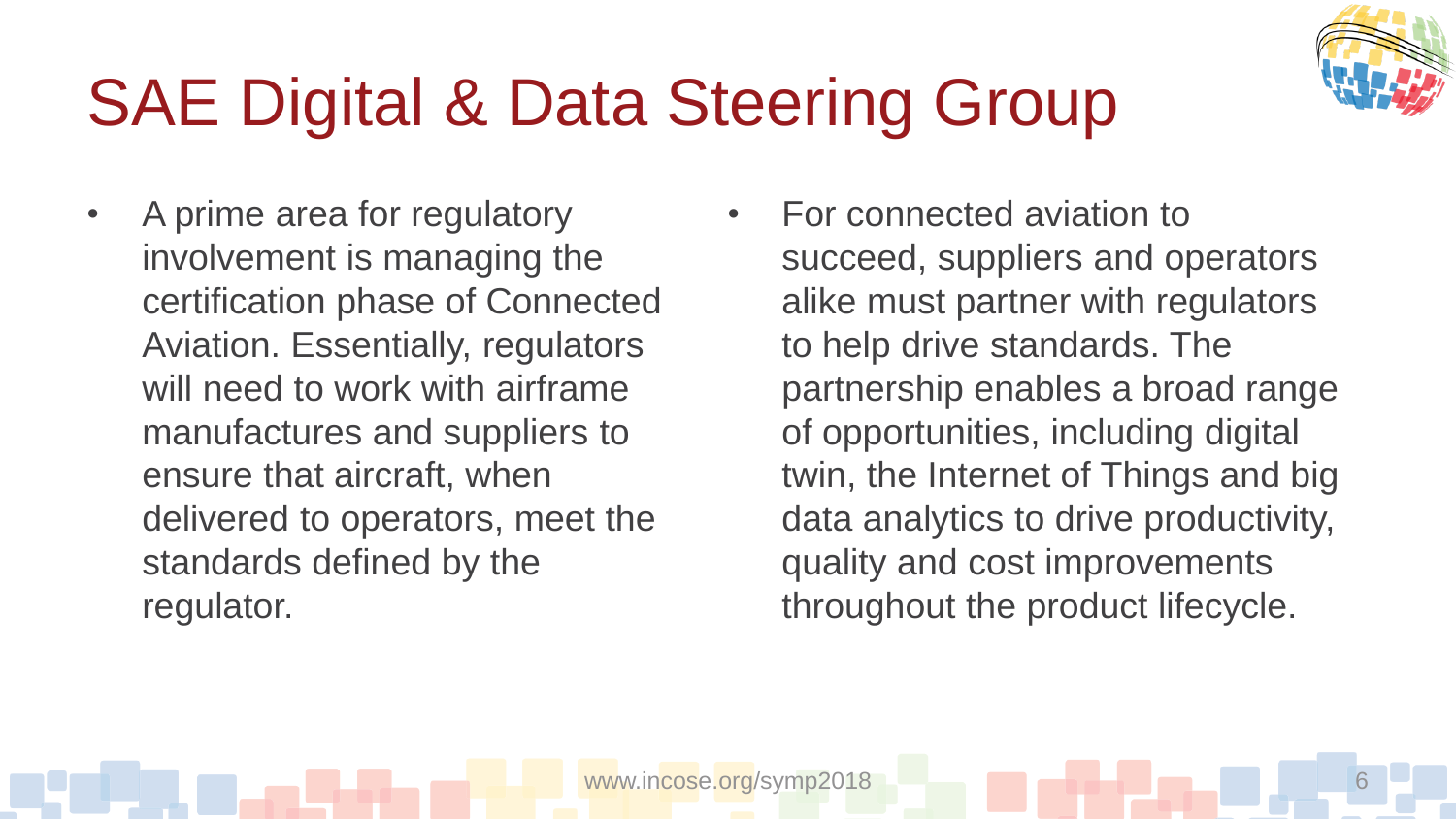# SAE Digital & Data Steering Group

- A prime area for regulatory involvement is managing the certification phase of Connected Aviation. Essentially, regulators will need to work with airframe manufactures and suppliers to ensure that aircraft, when delivered to operators, meet the standards defined by the regulator.
- For connected aviation to succeed, suppliers and operators alike must partner with regulators to help drive standards. The partnership enables a broad range of opportunities, including digital twin, the Internet of Things and big data analytics to drive productivity, quality and cost improvements throughout the product lifecycle.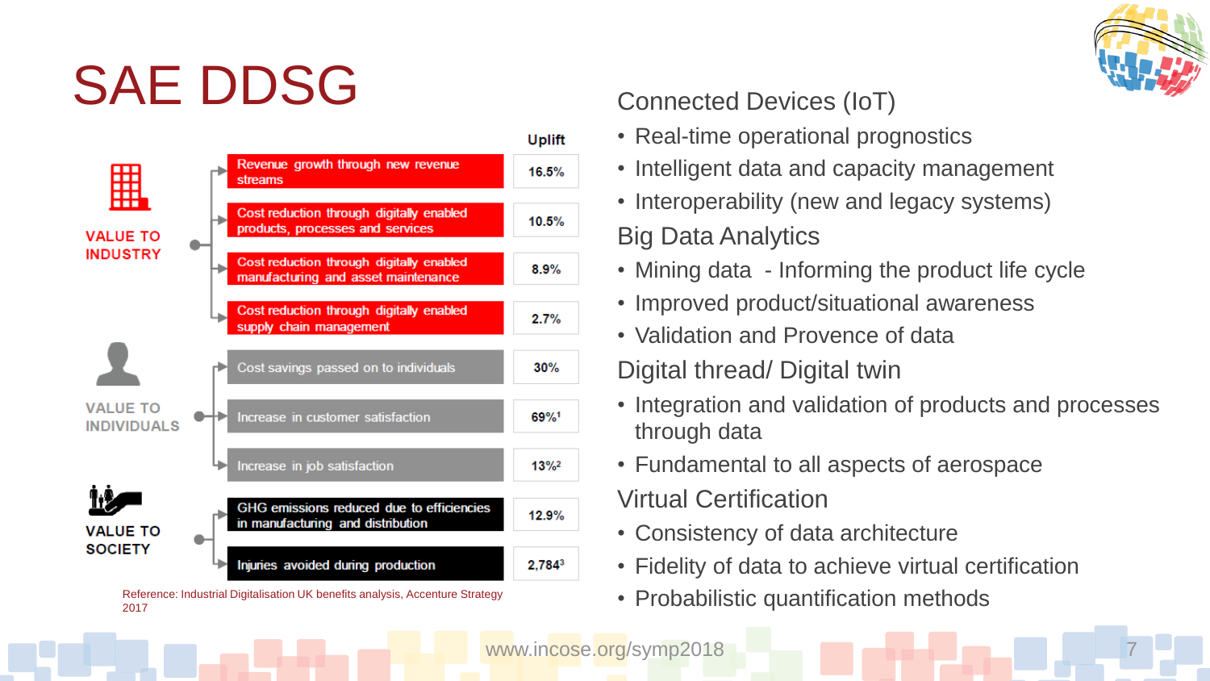# SAE DDSG

| | | Uplift |
|---|---|---|
| VALUE TO INDUSTRY | Revenue growth through new revenue streams | 16.5% |
| | Cost reduction through digitally enabled products, processes and services | 10.5% |
| | Cost reduction through digitally enabled manufacturing and asset maintenance | 8.9% |
| | Cost reduction through digitally enabled supply chain management | 2.7% |
| VALUE TO INDIVIDUALS | Cost savings passed on to individuals | 30% |
| | Increase in customer satisfaction | 69%[1] |
| | Increase in job satisfaction | 13%[2] |
| VALUE TO SOCIETY | GHG emissions reduced due to efficiencies in manufacturing and distribution | 12.9% |
| | Injuries avoided during production | 2,784[3] |

Reference: Industrial Digitalisation UK benefits analysis, Accenture Strategy 2017

## Connected Devices (IoT)

- Real-time operational prognostics
- Intelligent data and capacity management
- Interoperability (new and legacy systems)

## Big Data Analytics

- Mining data - Informing the product life cycle
- Improved product/situational awareness
- Validation and Provence of data

## Digital thread/ Digital twin

- Integration and validation of products and processes through data
- Fundamental to all aspects of aerospace

## Virtual Certification

- Consistency of data architecture
- Fidelity of data to achieve virtual certification
- Probabilistic quantification methods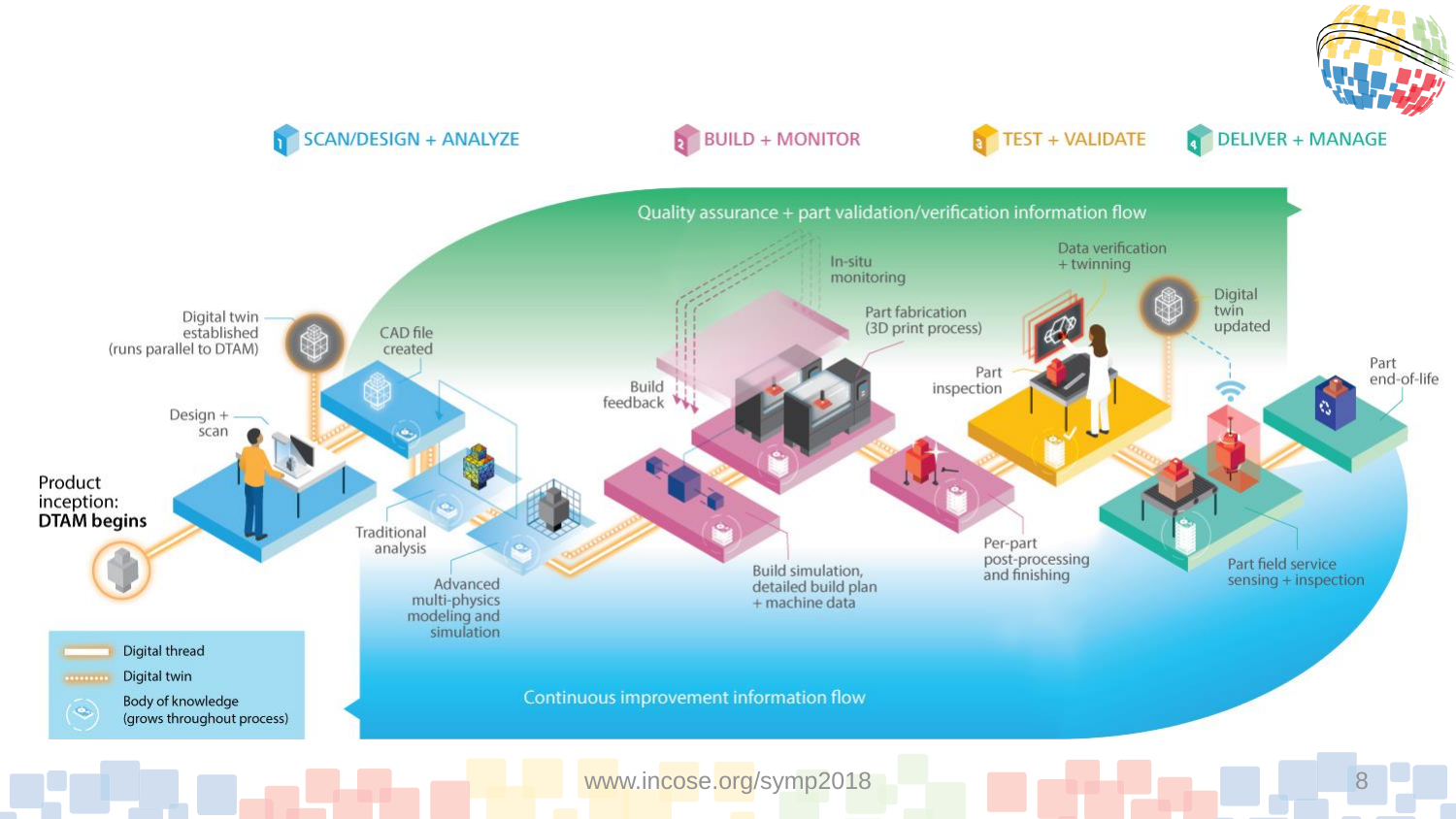## 1 SCAN/DESIGN + ANALYZE | 2 BUILD + MONITOR | 3 TEST + VALIDATE | 4 DELIVER + MANAGE

Quality assurance + part validation/verification information flow

**Product inception: DTAM begins**

- Digital twin established (runs parallel to DTAM)
- Design + scan
- CAD file created
- Traditional analysis
- Advanced multi-physics modeling and simulation
- Build feedback
- In-situ monitoring
- Part fabrication (3D print process)
- Build simulation, detailed build plan + machine data
- Part inspection
- Data verification + twinning
- Per-part post-processing and finishing
- Digital twin updated
- Part field service sensing + inspection
- Part end-of-life

Continuous improvement information flow

Legend:
- Digital thread
- Digital twin
- Body of knowledge (grows throughout process)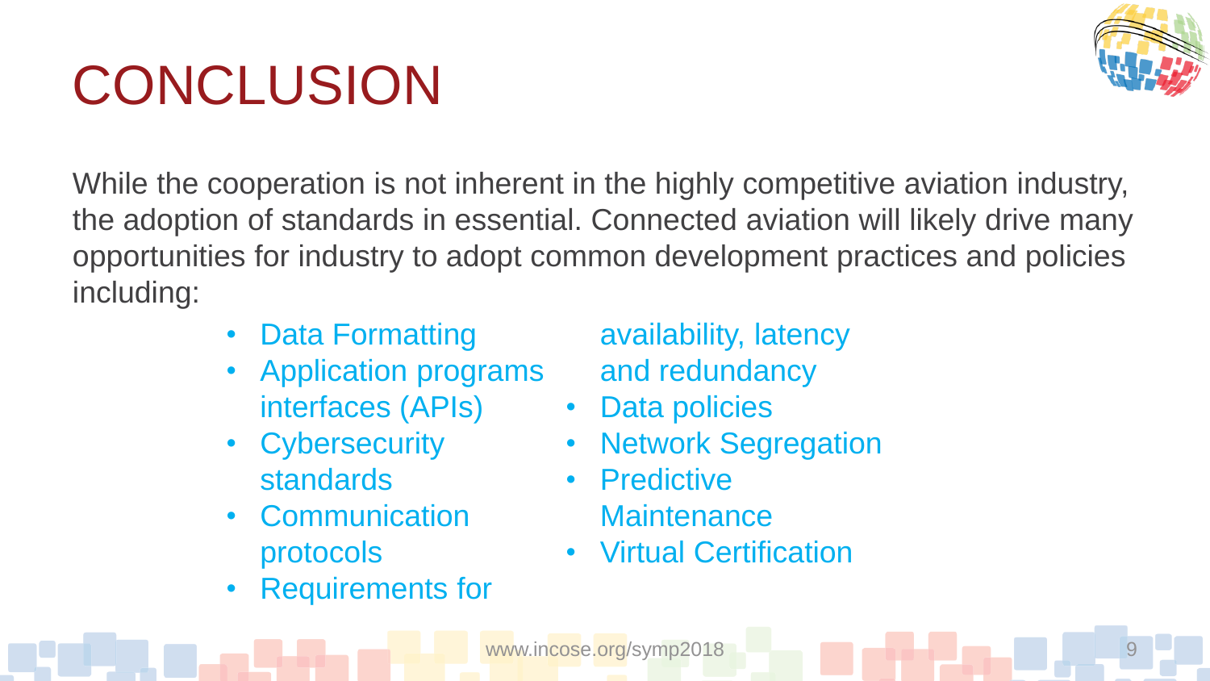# CONCLUSION

While the cooperation is not inherent in the highly competitive aviation industry, the adoption of standards in essential. Connected aviation will likely drive many opportunities for industry to adopt common development practices and policies including:

- Data Formatting
- Application programs interfaces (APIs)
- Cybersecurity standards
- Communication protocols
- Requirements for availability, latency and redundancy
- Data policies
- Network Segregation
- Predictive Maintenance
- Virtual Certification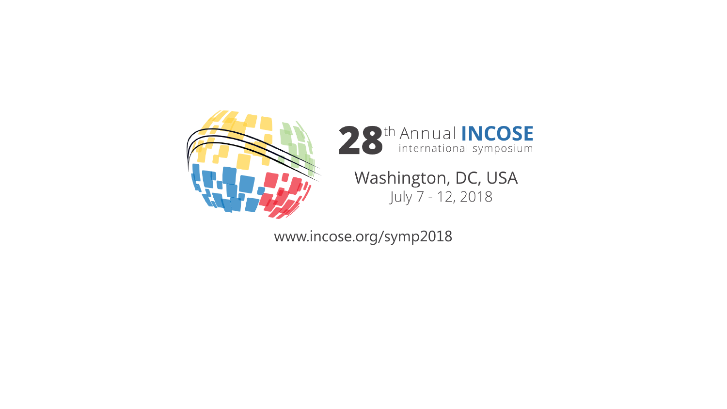28th Annual **INCOSE** international symposium

Washington, DC, USA
July 7 - 12, 2018

www.incose.org/symp2018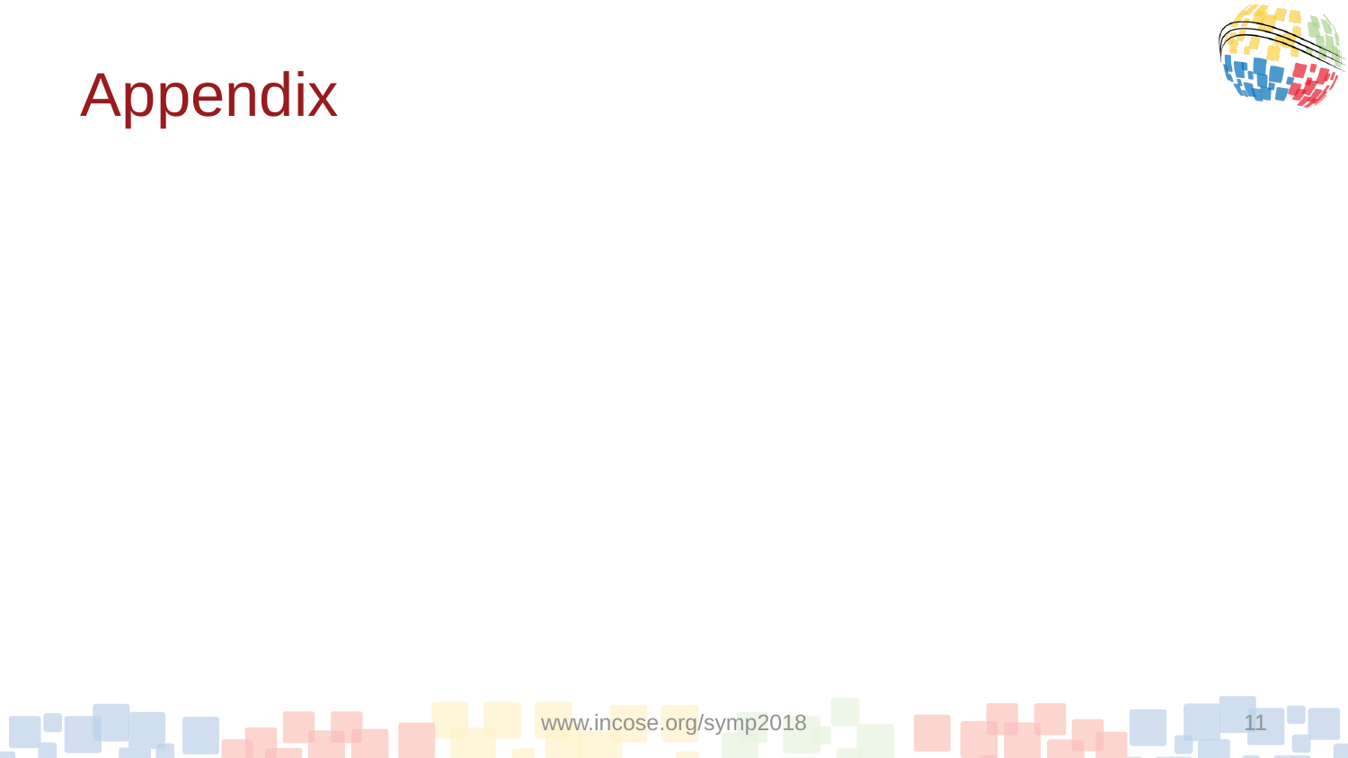# Appendix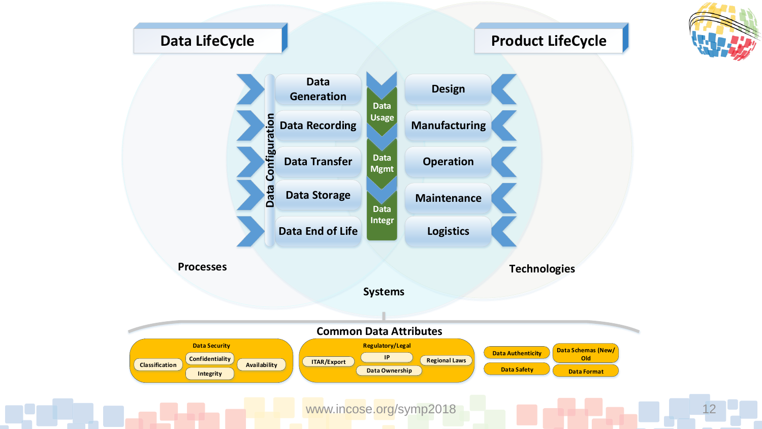Data LifeCycle

Product LifeCycle

Data Configuration

- Data Generation
- Data Recording
- Data Transfer
- Data Storage
- Data End of Life

Data Usage

Data Mgmt

Data Integr

- Design
- Manufacturing
- Operation
- Maintenance
- Logistics

Processes

Systems

Technologies

## Common Data Attributes

**Data Security**
- Classification
- Confidentiality
- Integrity
- Availability

**Regulatory/Legal**
- ITAR/Export
- IP
- Data Ownership
- Regional Laws

- Data Authenticity
- Data Safety
- Data Schemas (New/Old
- Data Format